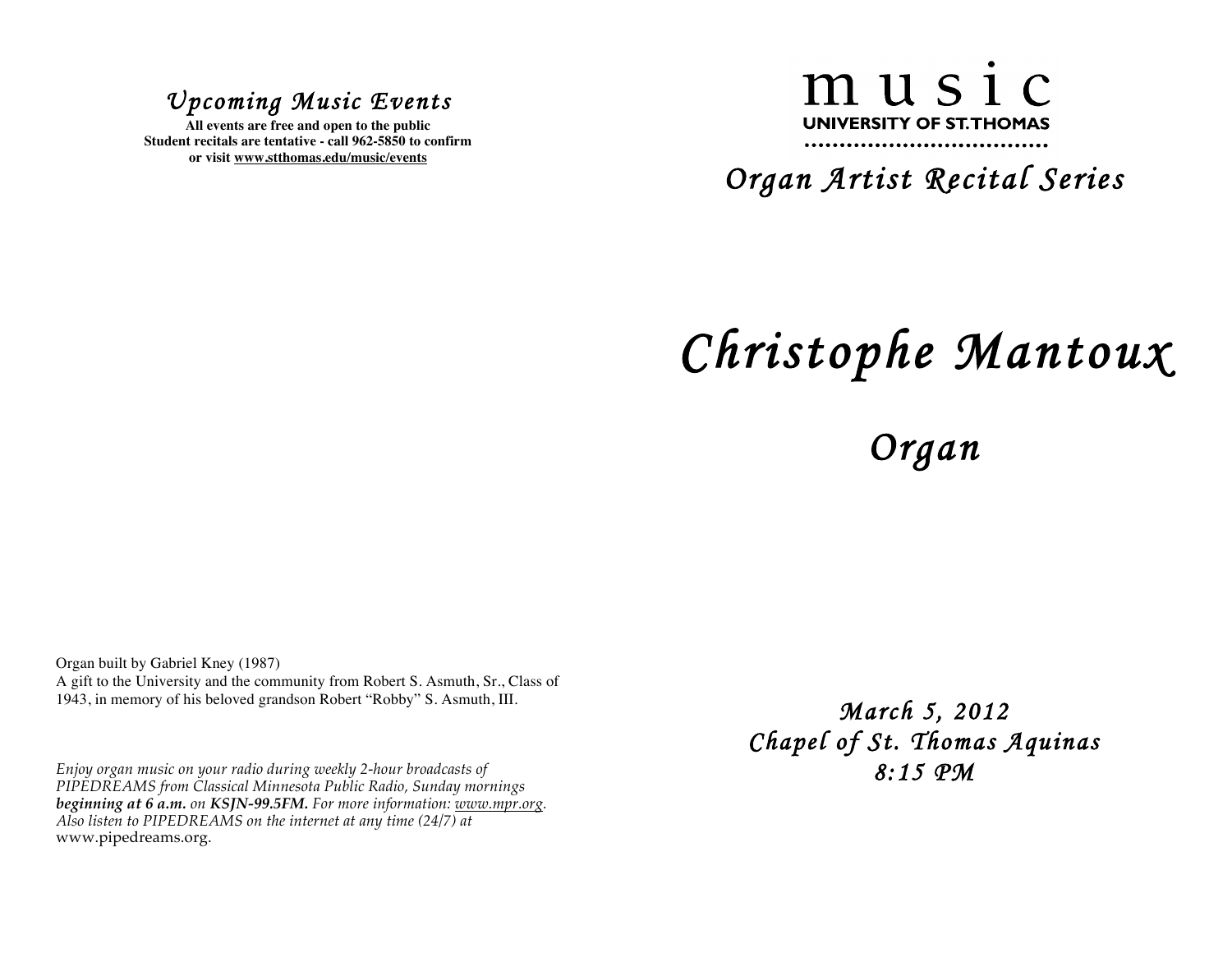## *Upcoming Music Events*

**All events are free and open to the public**
**Student recitals are tentative - call 962-5850 to confirm or visit www.stthomas.edu/music/events**

Organ built by Gabriel Kney (1987)
A gift to the University and the community from Robert S. Asmuth, Sr., Class of 1943, in memory of his beloved grandson Robert "Robby" S. Asmuth, III.

*Enjoy organ music on your radio during weekly 2-hour broadcasts of PIPEDREAMS from Classical Minnesota Public Radio, Sunday mornings* ***beginning at 6 a.m.*** *on* ***KSJN-99.5FM.*** *For more information: www.mpr.org. Also listen to PIPEDREAMS on the internet at any time (24/7) at* www.pipedreams.org.

music
**UNIVERSITY OF ST.THOMAS**

## *Organ Artist Recital Series*

# *Christophe Mantoux*

## *Organ*

*March 5, 2012*
*Chapel of St. Thomas Aquinas*
*8:15 PM*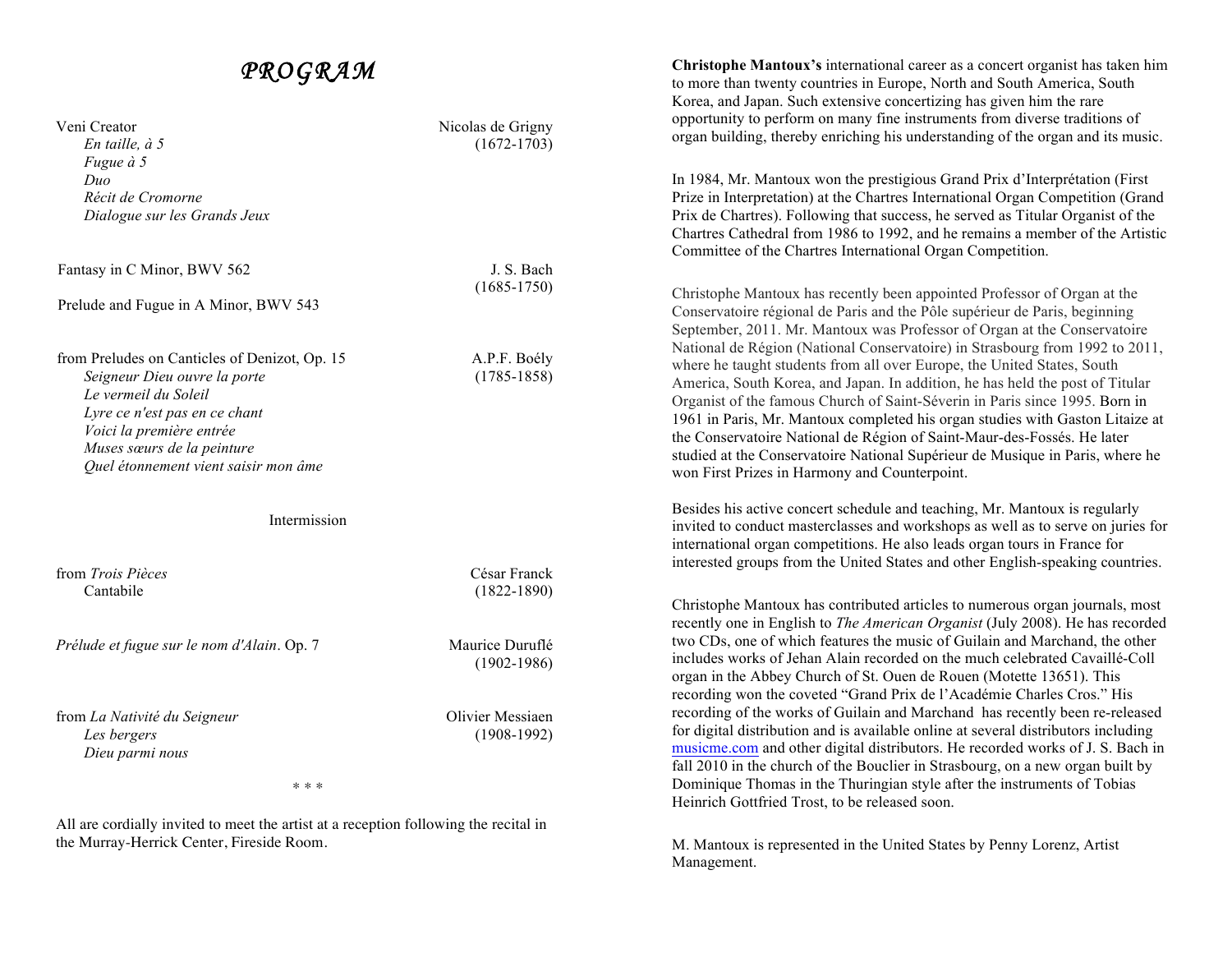# *PROGRAM*

Veni Creator — Nicolas de Grigny (1672-1703)

*En taille, à 5*
*Fugue à 5*
*Duo*
*Récit de Cromorne*
*Dialogue sur les Grands Jeux*

Fantasy in C Minor, BWV 562 — J. S. Bach (1685-1750)

Prelude and Fugue in A Minor, BWV 543

from Preludes on Canticles of Denizot, Op. 15 — A.P.F. Boély (1785-1858)

*Seigneur Dieu ouvre la porte*
*Le vermeil du Soleil*
*Lyre ce n'est pas en ce chant*
*Voici la première entrée*
*Muses sœurs de la peinture*
*Quel étonnement vient saisir mon âme*

Intermission

from *Trois Pièces* — César Franck (1822-1890)

Cantabile

*Prélude et fugue sur le nom d'Alain*. Op. 7 — Maurice Duruflé (1902-1986)

from *La Nativité du Seigneur* — Olivier Messiaen (1908-1992)

*Les bergers*
*Dieu parmi nous*

\* \* \*

All are cordially invited to meet the artist at a reception following the recital in the Murray-Herrick Center, Fireside Room.

**Christophe Mantoux's** international career as a concert organist has taken him to more than twenty countries in Europe, North and South America, South Korea, and Japan. Such extensive concertizing has given him the rare opportunity to perform on many fine instruments from diverse traditions of organ building, thereby enriching his understanding of the organ and its music.

In 1984, Mr. Mantoux won the prestigious Grand Prix d'Interprétation (First Prize in Interpretation) at the Chartres International Organ Competition (Grand Prix de Chartres). Following that success, he served as Titular Organist of the Chartres Cathedral from 1986 to 1992, and he remains a member of the Artistic Committee of the Chartres International Organ Competition.

Christophe Mantoux has recently been appointed Professor of Organ at the Conservatoire régional de Paris and the Pôle supérieur de Paris, beginning September, 2011. Mr. Mantoux was Professor of Organ at the Conservatoire National de Région (National Conservatoire) in Strasbourg from 1992 to 2011, where he taught students from all over Europe, the United States, South America, South Korea, and Japan. In addition, he has held the post of Titular Organist of the famous Church of Saint-Séverin in Paris since 1995. Born in 1961 in Paris, Mr. Mantoux completed his organ studies with Gaston Litaize at the Conservatoire National de Région of Saint-Maur-des-Fossés. He later studied at the Conservatoire National Supérieur de Musique in Paris, where he won First Prizes in Harmony and Counterpoint.

Besides his active concert schedule and teaching, Mr. Mantoux is regularly invited to conduct masterclasses and workshops as well as to serve on juries for international organ competitions. He also leads organ tours in France for interested groups from the United States and other English-speaking countries.

Christophe Mantoux has contributed articles to numerous organ journals, most recently one in English to *The American Organist* (July 2008). He has recorded two CDs, one of which features the music of Guilain and Marchand, the other includes works of Jehan Alain recorded on the much celebrated Cavaillé-Coll organ in the Abbey Church of St. Ouen de Rouen (Motette 13651). This recording won the coveted "Grand Prix de l'Académie Charles Cros." His recording of the works of Guilain and Marchand has recently been re-released for digital distribution and is available online at several distributors including musicme.com and other digital distributors. He recorded works of J. S. Bach in fall 2010 in the church of the Bouclier in Strasbourg, on a new organ built by Dominique Thomas in the Thuringian style after the instruments of Tobias Heinrich Gottfried Trost, to be released soon.

M. Mantoux is represented in the United States by Penny Lorenz, Artist Management.